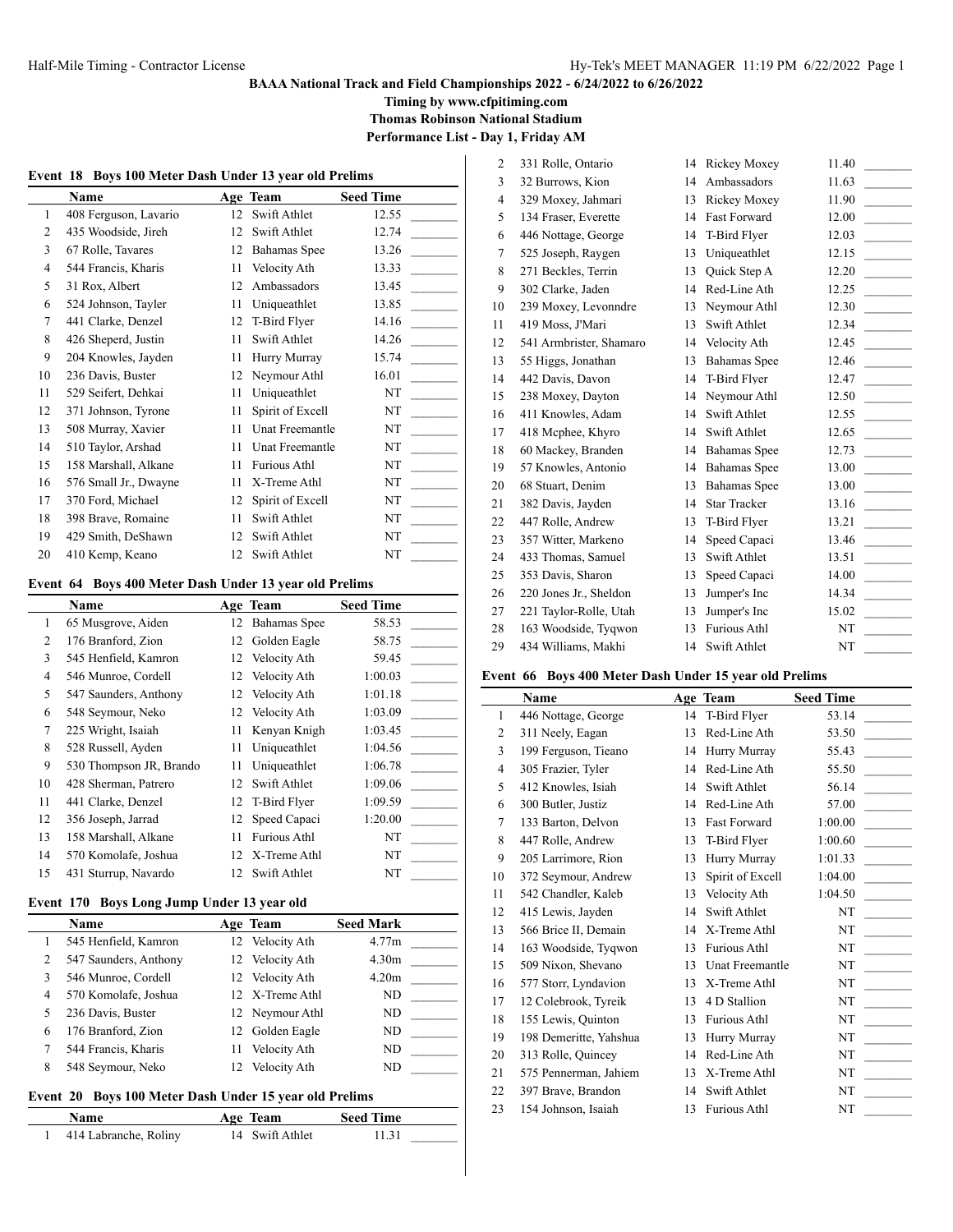**BAAA National Track and Field Championships 2022 - 6/24/2022 to 6/26/2022**

**Timing by www.cfpitiming.com**

**Thomas Robinson National Stadium**

**Performance List - Day 1, Friday AM**

### Event 18 Boys 100 Meter Dash Under 13 year old Prelims

| | Name | Age | Team | Seed Time | |
|---|---|---|---|---|---|
| 1 | 408 Ferguson, Lavario | 12 | Swift Athlet | 12.55 | _______ |
| 2 | 435 Woodside, Jireh | 12 | Swift Athlet | 12.74 | _______ |
| 3 | 67 Rolle, Tavares | 12 | Bahamas Spee | 13.26 | _______ |
| 4 | 544 Francis, Kharis | 11 | Velocity Ath | 13.33 | _______ |
| 5 | 31 Rox, Albert | 12 | Ambassadors | 13.45 | _______ |
| 6 | 524 Johnson, Tayler | 11 | Uniqueathlet | 13.85 | _______ |
| 7 | 441 Clarke, Denzel | 12 | T-Bird Flyer | 14.16 | _______ |
| 8 | 426 Sheperd, Justin | 11 | Swift Athlet | 14.26 | _______ |
| 9 | 204 Knowles, Jayden | 11 | Hurry Murray | 15.74 | _______ |
| 10 | 236 Davis, Buster | 12 | Neymour Athl | 16.01 | _______ |
| 11 | 529 Seifert, Dehkai | 11 | Uniqueathlet | NT | _______ |
| 12 | 371 Johnson, Tyrone | 11 | Spirit of Excell | NT | _______ |
| 13 | 508 Murray, Xavier | 11 | Unat Freemantle | NT | _______ |
| 14 | 510 Taylor, Arshad | 11 | Unat Freemantle | NT | _______ |
| 15 | 158 Marshall, Alkane | 11 | Furious Athl | NT | _______ |
| 16 | 576 Small Jr., Dwayne | 11 | X-Treme Athl | NT | _______ |
| 17 | 370 Ford, Michael | 12 | Spirit of Excell | NT | _______ |
| 18 | 398 Brave, Romaine | 11 | Swift Athlet | NT | _______ |
| 19 | 429 Smith, DeShawn | 12 | Swift Athlet | NT | _______ |
| 20 | 410 Kemp, Keano | 12 | Swift Athlet | NT | _______ |

### Event 64 Boys 400 Meter Dash Under 13 year old Prelims

| | Name | Age | Team | Seed Time | |
|---|---|---|---|---|---|
| 1 | 65 Musgrove, Aiden | 12 | Bahamas Spee | 58.53 | _______ |
| 2 | 176 Branford, Zion | 12 | Golden Eagle | 58.75 | _______ |
| 3 | 545 Henfield, Kamron | 12 | Velocity Ath | 59.45 | _______ |
| 4 | 546 Munroe, Cordell | 12 | Velocity Ath | 1:00.03 | _______ |
| 5 | 547 Saunders, Anthony | 12 | Velocity Ath | 1:01.18 | _______ |
| 6 | 548 Seymour, Neko | 12 | Velocity Ath | 1:03.09 | _______ |
| 7 | 225 Wright, Isaiah | 11 | Kenyan Knigh | 1:03.45 | _______ |
| 8 | 528 Russell, Ayden | 11 | Uniqueathlet | 1:04.56 | _______ |
| 9 | 530 Thompson JR, Brando | 11 | Uniqueathlet | 1:06.78 | _______ |
| 10 | 428 Sherman, Patrero | 12 | Swift Athlet | 1:09.06 | _______ |
| 11 | 441 Clarke, Denzel | 12 | T-Bird Flyer | 1:09.59 | _______ |
| 12 | 356 Joseph, Jarrad | 12 | Speed Capaci | 1:20.00 | _______ |
| 13 | 158 Marshall, Alkane | 11 | Furious Athl | NT | _______ |
| 14 | 570 Komolafe, Joshua | 12 | X-Treme Athl | NT | _______ |
| 15 | 431 Sturrup, Navardo | 12 | Swift Athlet | NT | _______ |

### Event 170 Boys Long Jump Under 13 year old

| | Name | Age | Team | Seed Mark | |
|---|---|---|---|---|---|
| 1 | 545 Henfield, Kamron | 12 | Velocity Ath | 4.77m | _______ |
| 2 | 547 Saunders, Anthony | 12 | Velocity Ath | 4.30m | _______ |
| 3 | 546 Munroe, Cordell | 12 | Velocity Ath | 4.20m | _______ |
| 4 | 570 Komolafe, Joshua | 12 | X-Treme Athl | ND | _______ |
| 5 | 236 Davis, Buster | 12 | Neymour Athl | ND | _______ |
| 6 | 176 Branford, Zion | 12 | Golden Eagle | ND | _______ |
| 7 | 544 Francis, Kharis | 11 | Velocity Ath | ND | _______ |
| 8 | 548 Seymour, Neko | 12 | Velocity Ath | ND | _______ |

### Event 20 Boys 100 Meter Dash Under 15 year old Prelims

| | Name | Age | Team | Seed Time | |
|---|---|---|---|---|---|
| 1 | 414 Labranche, Roliny | 14 | Swift Athlet | 11.31 | _______ |
| 2 | 331 Rolle, Ontario | 14 | Rickey Moxey | 11.40 | _______ |
| 3 | 32 Burrows, Kion | 14 | Ambassadors | 11.63 | _______ |
| 4 | 329 Moxey, Jahmari | 13 | Rickey Moxey | 11.90 | _______ |
| 5 | 134 Fraser, Everette | 14 | Fast Forward | 12.00 | _______ |
| 6 | 446 Nottage, George | 14 | T-Bird Flyer | 12.03 | _______ |
| 7 | 525 Joseph, Raygen | 13 | Uniqueathlet | 12.15 | _______ |
| 8 | 271 Beckles, Terrin | 13 | Quick Step A | 12.20 | _______ |
| 9 | 302 Clarke, Jaden | 14 | Red-Line Ath | 12.25 | _______ |
| 10 | 239 Moxey, Levonndre | 13 | Neymour Athl | 12.30 | _______ |
| 11 | 419 Moss, J'Mari | 13 | Swift Athlet | 12.34 | _______ |
| 12 | 541 Armbrister, Shamaro | 14 | Velocity Ath | 12.45 | _______ |
| 13 | 55 Higgs, Jonathan | 13 | Bahamas Spee | 12.46 | _______ |
| 14 | 442 Davis, Davon | 14 | T-Bird Flyer | 12.47 | _______ |
| 15 | 238 Moxey, Dayton | 14 | Neymour Athl | 12.50 | _______ |
| 16 | 411 Knowles, Adam | 14 | Swift Athlet | 12.55 | _______ |
| 17 | 418 Mcphee, Khyro | 14 | Swift Athlet | 12.65 | _______ |
| 18 | 60 Mackey, Branden | 14 | Bahamas Spee | 12.73 | _______ |
| 19 | 57 Knowles, Antonio | 14 | Bahamas Spee | 13.00 | _______ |
| 20 | 68 Stuart, Denim | 13 | Bahamas Spee | 13.00 | _______ |
| 21 | 382 Davis, Jayden | 14 | Star Tracker | 13.16 | _______ |
| 22 | 447 Rolle, Andrew | 13 | T-Bird Flyer | 13.21 | _______ |
| 23 | 357 Witter, Markeno | 14 | Speed Capaci | 13.46 | _______ |
| 24 | 433 Thomas, Samuel | 13 | Swift Athlet | 13.51 | _______ |
| 25 | 353 Davis, Sharon | 13 | Speed Capaci | 14.00 | _______ |
| 26 | 220 Jones Jr., Sheldon | 13 | Jumper's Inc | 14.34 | _______ |
| 27 | 221 Taylor-Rolle, Utah | 13 | Jumper's Inc | 15.02 | _______ |
| 28 | 163 Woodside, Tyqwon | 13 | Furious Athl | NT | _______ |
| 29 | 434 Williams, Makhi | 14 | Swift Athlet | NT | _______ |

### Event 66 Boys 400 Meter Dash Under 15 year old Prelims

| | Name | Age | Team | Seed Time | |
|---|---|---|---|---|---|
| 1 | 446 Nottage, George | 14 | T-Bird Flyer | 53.14 | _______ |
| 2 | 311 Neely, Eagan | 13 | Red-Line Ath | 53.50 | _______ |
| 3 | 199 Ferguson, Tieano | 14 | Hurry Murray | 55.43 | _______ |
| 4 | 305 Frazier, Tyler | 14 | Red-Line Ath | 55.50 | _______ |
| 5 | 412 Knowles, Isiah | 14 | Swift Athlet | 56.14 | _______ |
| 6 | 300 Butler, Justiz | 14 | Red-Line Ath | 57.00 | _______ |
| 7 | 133 Barton, Delvon | 13 | Fast Forward | 1:00.00 | _______ |
| 8 | 447 Rolle, Andrew | 13 | T-Bird Flyer | 1:00.60 | _______ |
| 9 | 205 Larrimore, Rion | 13 | Hurry Murray | 1:01.33 | _______ |
| 10 | 372 Seymour, Andrew | 13 | Spirit of Excell | 1:04.00 | _______ |
| 11 | 542 Chandler, Kaleb | 13 | Velocity Ath | 1:04.50 | _______ |
| 12 | 415 Lewis, Jayden | 14 | Swift Athlet | NT | _______ |
| 13 | 566 Brice II, Demain | 14 | X-Treme Athl | NT | _______ |
| 14 | 163 Woodside, Tyqwon | 13 | Furious Athl | NT | _______ |
| 15 | 509 Nixon, Shevano | 13 | Unat Freemantle | NT | _______ |
| 16 | 577 Storr, Lyndavion | 13 | X-Treme Athl | NT | _______ |
| 17 | 12 Colebrook, Tyreik | 13 | 4 D Stallion | NT | _______ |
| 18 | 155 Lewis, Quinton | 13 | Furious Athl | NT | _______ |
| 19 | 198 Demeritte, Yahshua | 13 | Hurry Murray | NT | _______ |
| 20 | 313 Rolle, Quincey | 14 | Red-Line Ath | NT | _______ |
| 21 | 575 Pennerman, Jahiem | 13 | X-Treme Athl | NT | _______ |
| 22 | 397 Brave, Brandon | 14 | Swift Athlet | NT | _______ |
| 23 | 154 Johnson, Isaiah | 13 | Furious Athl | NT | _______ |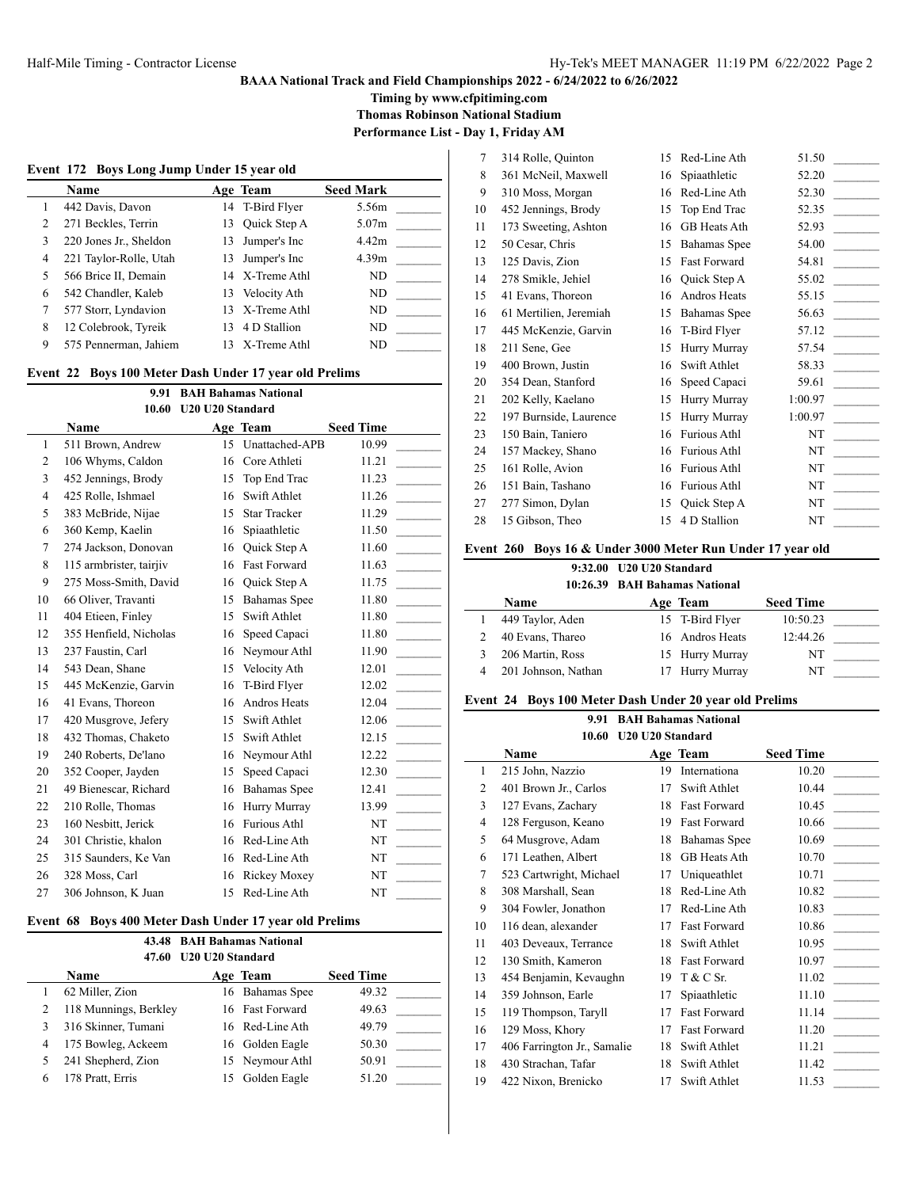**BAAA National Track and Field Championships 2022 - 6/24/2022 to 6/26/2022**

**Timing by www.cfpitiming.com**

**Thomas Robinson National Stadium**

**Performance List - Day 1, Friday AM**

### Event 172 Boys Long Jump Under 15 year old

| | Name | Age | Team | Seed Mark | |
|---|---|---|---|---|---|
| 1 | 442 Davis, Davon | 14 | T-Bird Flyer | 5.56m | _______ |
| 2 | 271 Beckles, Terrin | 13 | Quick Step A | 5.07m | _______ |
| 3 | 220 Jones Jr., Sheldon | 13 | Jumper's Inc | 4.42m | _______ |
| 4 | 221 Taylor-Rolle, Utah | 13 | Jumper's Inc | 4.39m | _______ |
| 5 | 566 Brice II, Demain | 14 | X-Treme Athl | ND | _______ |
| 6 | 542 Chandler, Kaleb | 13 | Velocity Ath | ND | _______ |
| 7 | 577 Storr, Lyndavion | 13 | X-Treme Athl | ND | _______ |
| 8 | 12 Colebrook, Tyreik | 13 | 4 D Stallion | ND | _______ |
| 9 | 575 Pennerman, Jahiem | 13 | X-Treme Athl | ND | _______ |

### Event 22 Boys 100 Meter Dash Under 17 year old Prelims

**9.91 BAH Bahamas National**
**10.60 U20 U20 Standard**

| | Name | Age | Team | Seed Time | |
|---|---|---|---|---|---|
| 1 | 511 Brown, Andrew | 15 | Unattached-APB | 10.99 | _______ |
| 2 | 106 Whyms, Caldon | 16 | Core Athleti | 11.21 | _______ |
| 3 | 452 Jennings, Brody | 15 | Top End Trac | 11.23 | _______ |
| 4 | 425 Rolle, Ishmael | 16 | Swift Athlet | 11.26 | _______ |
| 5 | 383 McBride, Nijae | 15 | Star Tracker | 11.29 | _______ |
| 6 | 360 Kemp, Kaelin | 16 | Spiaathletic | 11.50 | _______ |
| 7 | 274 Jackson, Donovan | 16 | Quick Step A | 11.60 | _______ |
| 8 | 115 armbrister, tairjiv | 16 | Fast Forward | 11.63 | _______ |
| 9 | 275 Moss-Smith, David | 16 | Quick Step A | 11.75 | _______ |
| 10 | 66 Oliver, Travanti | 15 | Bahamas Spee | 11.80 | _______ |
| 11 | 404 Etieen, Finley | 15 | Swift Athlet | 11.80 | _______ |
| 12 | 355 Henfield, Nicholas | 16 | Speed Capaci | 11.80 | _______ |
| 13 | 237 Faustin, Carl | 16 | Neymour Athl | 11.90 | _______ |
| 14 | 543 Dean, Shane | 15 | Velocity Ath | 12.01 | _______ |
| 15 | 445 McKenzie, Garvin | 16 | T-Bird Flyer | 12.02 | _______ |
| 16 | 41 Evans, Thoreon | 16 | Andros Heats | 12.04 | _______ |
| 17 | 420 Musgrove, Jefery | 15 | Swift Athlet | 12.06 | _______ |
| 18 | 432 Thomas, Chaketo | 15 | Swift Athlet | 12.15 | _______ |
| 19 | 240 Roberts, De'lano | 16 | Neymour Athl | 12.22 | _______ |
| 20 | 352 Cooper, Jayden | 15 | Speed Capaci | 12.30 | _______ |
| 21 | 49 Bienescar, Richard | 16 | Bahamas Spee | 12.41 | _______ |
| 22 | 210 Rolle, Thomas | 16 | Hurry Murray | 13.99 | _______ |
| 23 | 160 Nesbitt, Jerick | 16 | Furious Athl | NT | _______ |
| 24 | 301 Christie, khalon | 16 | Red-Line Ath | NT | _______ |
| 25 | 315 Saunders, Ke Van | 16 | Red-Line Ath | NT | _______ |
| 26 | 328 Moss, Carl | 16 | Rickey Moxey | NT | _______ |
| 27 | 306 Johnson, K Juan | 15 | Red-Line Ath | NT | _______ |

### Event 68 Boys 400 Meter Dash Under 17 year old Prelims

**43.48 BAH Bahamas National**
**47.60 U20 U20 Standard**

| | Name | Age | Team | Seed Time | |
|---|---|---|---|---|---|
| 1 | 62 Miller, Zion | 16 | Bahamas Spee | 49.32 | _______ |
| 2 | 118 Munnings, Berkley | 16 | Fast Forward | 49.63 | _______ |
| 3 | 316 Skinner, Tumani | 16 | Red-Line Ath | 49.79 | _______ |
| 4 | 175 Bowleg, Ackeem | 16 | Golden Eagle | 50.30 | _______ |
| 5 | 241 Shepherd, Zion | 15 | Neymour Athl | 50.91 | _______ |
| 6 | 178 Pratt, Erris | 15 | Golden Eagle | 51.20 | _______ |
| 7 | 314 Rolle, Quinton | 15 | Red-Line Ath | 51.50 | _______ |
| 8 | 361 McNeil, Maxwell | 16 | Spiaathletic | 52.20 | _______ |
| 9 | 310 Moss, Morgan | 16 | Red-Line Ath | 52.30 | _______ |
| 10 | 452 Jennings, Brody | 15 | Top End Trac | 52.35 | _______ |
| 11 | 173 Sweeting, Ashton | 16 | GB Heats Ath | 52.93 | _______ |
| 12 | 50 Cesar, Chris | 15 | Bahamas Spee | 54.00 | _______ |
| 13 | 125 Davis, Zion | 15 | Fast Forward | 54.81 | _______ |
| 14 | 278 Smikle, Jehiel | 16 | Quick Step A | 55.02 | _______ |
| 15 | 41 Evans, Thoreon | 16 | Andros Heats | 55.15 | _______ |
| 16 | 61 Mertilien, Jeremiah | 15 | Bahamas Spee | 56.63 | _______ |
| 17 | 445 McKenzie, Garvin | 16 | T-Bird Flyer | 57.12 | _______ |
| 18 | 211 Sene, Gee | 15 | Hurry Murray | 57.54 | _______ |
| 19 | 400 Brown, Justin | 16 | Swift Athlet | 58.33 | _______ |
| 20 | 354 Dean, Stanford | 16 | Speed Capaci | 59.61 | _______ |
| 21 | 202 Kelly, Kaelano | 15 | Hurry Murray | 1:00.97 | _______ |
| 22 | 197 Burnside, Laurence | 15 | Hurry Murray | 1:00.97 | _______ |
| 23 | 150 Bain, Taniero | 16 | Furious Athl | NT | _______ |
| 24 | 157 Mackey, Shano | 16 | Furious Athl | NT | _______ |
| 25 | 161 Rolle, Avion | 16 | Furious Athl | NT | _______ |
| 26 | 151 Bain, Tashano | 16 | Furious Athl | NT | _______ |
| 27 | 277 Simon, Dylan | 15 | Quick Step A | NT | _______ |
| 28 | 15 Gibson, Theo | 15 | 4 D Stallion | NT | _______ |

### Event 260 Boys 16 & Under 3000 Meter Run Under 17 year old

**9:32.00 U20 U20 Standard**
**10:26.39 BAH Bahamas National**

| | Name | Age | Team | Seed Time | |
|---|---|---|---|---|---|
| 1 | 449 Taylor, Aden | 15 | T-Bird Flyer | 10:50.23 | _______ |
| 2 | 40 Evans, Thareo | 16 | Andros Heats | 12:44.26 | _______ |
| 3 | 206 Martin, Ross | 15 | Hurry Murray | NT | _______ |
| 4 | 201 Johnson, Nathan | 17 | Hurry Murray | NT | _______ |

### Event 24 Boys 100 Meter Dash Under 20 year old Prelims

**9.91 BAH Bahamas National**
**10.60 U20 U20 Standard**

| | Name | Age | Team | Seed Time | |
|---|---|---|---|---|---|
| 1 | 215 John, Nazzio | 19 | Internationa | 10.20 | _______ |
| 2 | 401 Brown Jr., Carlos | 17 | Swift Athlet | 10.44 | _______ |
| 3 | 127 Evans, Zachary | 18 | Fast Forward | 10.45 | _______ |
| 4 | 128 Ferguson, Keano | 19 | Fast Forward | 10.66 | _______ |
| 5 | 64 Musgrove, Adam | 18 | Bahamas Spee | 10.69 | _______ |
| 6 | 171 Leathen, Albert | 18 | GB Heats Ath | 10.70 | _______ |
| 7 | 523 Cartwright, Michael | 17 | Uniqueathlet | 10.71 | _______ |
| 8 | 308 Marshall, Sean | 18 | Red-Line Ath | 10.82 | _______ |
| 9 | 304 Fowler, Jonathon | 17 | Red-Line Ath | 10.83 | _______ |
| 10 | 116 dean, alexander | 17 | Fast Forward | 10.86 | _______ |
| 11 | 403 Deveaux, Terrance | 18 | Swift Athlet | 10.95 | _______ |
| 12 | 130 Smith, Kameron | 18 | Fast Forward | 10.97 | _______ |
| 13 | 454 Benjamin, Kevaughn | 19 | T & C Sr. | 11.02 | _______ |
| 14 | 359 Johnson, Earle | 17 | Spiaathletic | 11.10 | _______ |
| 15 | 119 Thompson, Taryll | 17 | Fast Forward | 11.14 | _______ |
| 16 | 129 Moss, Khory | 17 | Fast Forward | 11.20 | _______ |
| 17 | 406 Farrington Jr., Samalie | 18 | Swift Athlet | 11.21 | _______ |
| 18 | 430 Strachan, Tafar | 18 | Swift Athlet | 11.42 | _______ |
| 19 | 422 Nixon, Brenicko | 17 | Swift Athlet | 11.53 | _______ |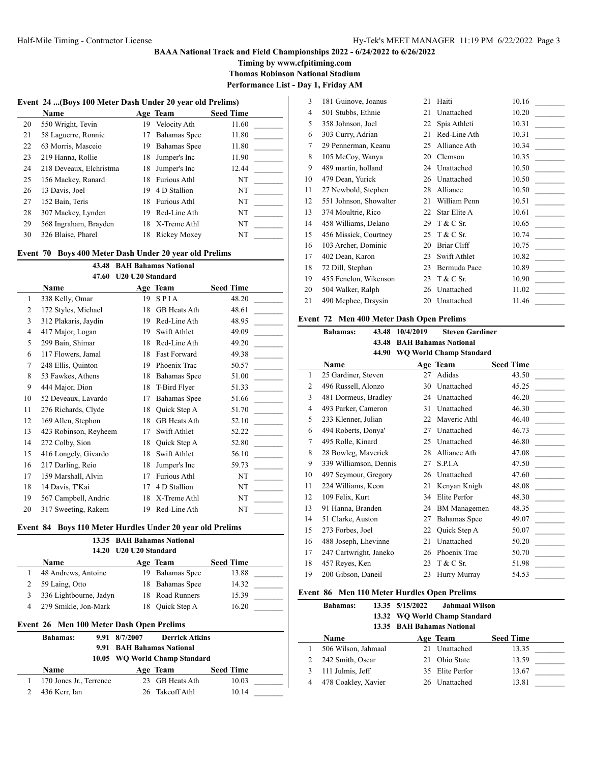## BAAA National Track and Field Championships 2022 - 6/24/2022 to 6/26/2022

**Timing by www.cfpitiming.com**

**Thomas Robinson National Stadium**

**Performance List - Day 1, Friday AM**

### Event 24 ...(Boys 100 Meter Dash Under 20 year old Prelims)

| | Name | Age | Team | Seed Time | |
|---|---|---|---|---|---|
| 20 | 550 Wright, Tevin | 19 | Velocity Ath | 11.60 | _______ |
| 21 | 58 Laguerre, Ronnie | 17 | Bahamas Spee | 11.80 | _______ |
| 22 | 63 Morris, Masceio | 19 | Bahamas Spee | 11.80 | _______ |
| 23 | 219 Hanna, Rollie | 18 | Jumper's Inc | 11.90 | _______ |
| 24 | 218 Deveaux, Elchristma | 18 | Jumper's Inc | 12.44 | _______ |
| 25 | 156 Mackey, Ranard | 18 | Furious Athl | NT | _______ |
| 26 | 13 Davis, Joel | 19 | 4 D Stallion | NT | _______ |
| 27 | 152 Bain, Teris | 18 | Furious Athl | NT | _______ |
| 28 | 307 Mackey, Lynden | 19 | Red-Line Ath | NT | _______ |
| 29 | 568 Ingraham, Brayden | 18 | X-Treme Athl | NT | _______ |
| 30 | 326 Blaise, Pharel | 18 | Rickey Moxey | NT | _______ |

### Event 70 Boys 400 Meter Dash Under 20 year old Prelims

43.48 BAH Bahamas National
47.60 U20 U20 Standard

| | Name | Age | Team | Seed Time | |
|---|---|---|---|---|---|
| 1 | 338 Kelly, Omar | 19 | S P I A | 48.20 | _______ |
| 2 | 172 Styles, Michael | 18 | GB Heats Ath | 48.61 | _______ |
| 3 | 312 Plakaris, Jaydin | 19 | Red-Line Ath | 48.95 | _______ |
| 4 | 417 Major, Logan | 19 | Swift Athlet | 49.09 | _______ |
| 5 | 299 Bain, Shimar | 18 | Red-Line Ath | 49.20 | _______ |
| 6 | 117 Flowers, Jamal | 18 | Fast Forward | 49.38 | _______ |
| 7 | 248 Ellis, Quinton | 19 | Phoenix Trac | 50.57 | _______ |
| 8 | 53 Fawkes, Athens | 18 | Bahamas Spee | 51.00 | _______ |
| 9 | 444 Major, Dion | 18 | T-Bird Flyer | 51.33 | _______ |
| 10 | 52 Deveaux, Lavardo | 17 | Bahamas Spee | 51.66 | _______ |
| 11 | 276 Richards, Clyde | 18 | Quick Step A | 51.70 | _______ |
| 12 | 169 Allen, Stephon | 18 | GB Heats Ath | 52.10 | _______ |
| 13 | 423 Robinson, Reyheem | 17 | Swift Athlet | 52.22 | _______ |
| 14 | 272 Colby, Sion | 18 | Quick Step A | 52.80 | _______ |
| 15 | 416 Longely, Givardo | 18 | Swift Athlet | 56.10 | _______ |
| 16 | 217 Darling, Reio | 18 | Jumper's Inc | 59.73 | _______ |
| 17 | 159 Marshall, Alvin | 17 | Furious Athl | NT | _______ |
| 18 | 14 Davis, T'Kai | 17 | 4 D Stallion | NT | _______ |
| 19 | 567 Campbell, Andric | 18 | X-Treme Athl | NT | _______ |
| 20 | 317 Sweeting, Rakem | 19 | Red-Line Ath | NT | _______ |

### Event 84 Boys 110 Meter Hurdles Under 20 year old Prelims

13.35 BAH Bahamas National
14.20 U20 U20 Standard

| | Name | Age | Team | Seed Time | |
|---|---|---|---|---|---|
| 1 | 48 Andrews, Antoine | 19 | Bahamas Spee | 13.88 | _______ |
| 2 | 59 Laing, Otto | 18 | Bahamas Spee | 14.32 | _______ |
| 3 | 336 Lightbourne, Jadyn | 18 | Road Runners | 15.39 | _______ |
| 4 | 279 Smikle, Jon-Mark | 18 | Quick Step A | 16.20 | _______ |

### Event 26 Men 100 Meter Dash Open Prelims

Bahamas: 9.91 8/7/2007 Derrick Atkins
9.91 BAH Bahamas National
10.05 WQ World Champ Standard

| | Name | Age | Team | Seed Time | |
|---|---|---|---|---|---|
| 1 | 170 Jones Jr., Terrence | 23 | GB Heats Ath | 10.03 | _______ |
| 2 | 436 Kerr, Ian | 26 | Takeoff Athl | 10.14 | _______ |
| 3 | 181 Guinove, Joanus | 21 | Haiti | 10.16 | _______ |
| 4 | 501 Stubbs, Ethnie | 21 | Unattached | 10.20 | _______ |
| 5 | 358 Johnson, Joel | 22 | Spia Athleti | 10.31 | _______ |
| 6 | 303 Curry, Adrian | 21 | Red-Line Ath | 10.31 | _______ |
| 7 | 29 Pennerman, Keanu | 25 | Alliance Ath | 10.34 | _______ |
| 8 | 105 McCoy, Wanya | 20 | Clemson | 10.35 | _______ |
| 9 | 489 martin, holland | 24 | Unattached | 10.50 | _______ |
| 10 | 479 Dean, Yurick | 26 | Unattached | 10.50 | _______ |
| 11 | 27 Newbold, Stephen | 28 | Alliance | 10.50 | _______ |
| 12 | 551 Johnson, Showalter | 21 | William Penn | 10.51 | _______ |
| 13 | 374 Moultrie, Rico | 22 | Star Elite A | 10.61 | _______ |
| 14 | 458 Williams, Delano | 29 | T & C Sr. | 10.65 | _______ |
| 15 | 456 Missick, Courtney | 25 | T & C Sr. | 10.74 | _______ |
| 16 | 103 Archer, Dominic | 20 | Briar Cliff | 10.75 | _______ |
| 17 | 402 Dean, Karon | 23 | Swift Athlet | 10.82 | _______ |
| 18 | 72 Dill, Stephan | 23 | Bermuda Pace | 10.89 | _______ |
| 19 | 455 Fenelon, Wikenson | 23 | T & C Sr. | 10.90 | _______ |
| 20 | 504 Walker, Ralph | 26 | Unattached | 11.02 | _______ |
| 21 | 490 Mcphee, Drsysin | 20 | Unattached | 11.46 | _______ |

### Event 72 Men 400 Meter Dash Open Prelims

Bahamas: 43.48 10/4/2019 Steven Gardiner
43.48 BAH Bahamas National
44.90 WQ World Champ Standard

| | Name | Age | Team | Seed Time | |
|---|---|---|---|---|---|
| 1 | 25 Gardiner, Steven | 27 | Adidas | 43.50 | _______ |
| 2 | 496 Russell, Alonzo | 30 | Unattached | 45.25 | _______ |
| 3 | 481 Dormeus, Bradley | 24 | Unattached | 46.20 | _______ |
| 4 | 493 Parker, Cameron | 31 | Unattached | 46.30 | _______ |
| 5 | 233 Klenner, Julian | 22 | Maveric Athl | 46.40 | _______ |
| 6 | 494 Roberts, Donya' | 27 | Unattached | 46.73 | _______ |
| 7 | 495 Rolle, Kinard | 25 | Unattached | 46.80 | _______ |
| 8 | 28 Bowleg, Maverick | 28 | Alliance Ath | 47.08 | _______ |
| 9 | 339 Williamson, Dennis | 27 | S.P.I.A | 47.50 | _______ |
| 10 | 497 Seymour, Gregory | 26 | Unattached | 47.60 | _______ |
| 11 | 224 Williams, Keon | 21 | Kenyan Knigh | 48.08 | _______ |
| 12 | 109 Felix, Kurt | 34 | Elite Perfor | 48.30 | _______ |
| 13 | 91 Hanna, Branden | 24 | BM Managemen | 48.35 | _______ |
| 14 | 51 Clarke, Auston | 27 | Bahamas Spee | 49.07 | _______ |
| 15 | 273 Forbes, Joel | 22 | Quick Step A | 50.07 | _______ |
| 16 | 488 Joseph, Lhevinne | 21 | Unattached | 50.20 | _______ |
| 17 | 247 Cartwright, Janeko | 26 | Phoenix Trac | 50.70 | _______ |
| 18 | 457 Reyes, Ken | 23 | T & C Sr. | 51.98 | _______ |
| 19 | 200 Gibson, Daneil | 23 | Hurry Murray | 54.53 | _______ |

### Event 86 Men 110 Meter Hurdles Open Prelims

Bahamas: 13.35 5/15/2022 Jahmaal Wilson
13.32 WQ World Champ Standard
13.35 BAH Bahamas National

| | Name | Age | Team | Seed Time | |
|---|---|---|---|---|---|
| 1 | 506 Wilson, Jahmaal | 21 | Unattached | 13.35 | _______ |
| 2 | 242 Smith, Oscar | 21 | Ohio State | 13.59 | _______ |
| 3 | 111 Julmis, Jeff | 35 | Elite Perfor | 13.67 | _______ |
| 4 | 478 Coakley, Xavier | 26 | Unattached | 13.81 | _______ |